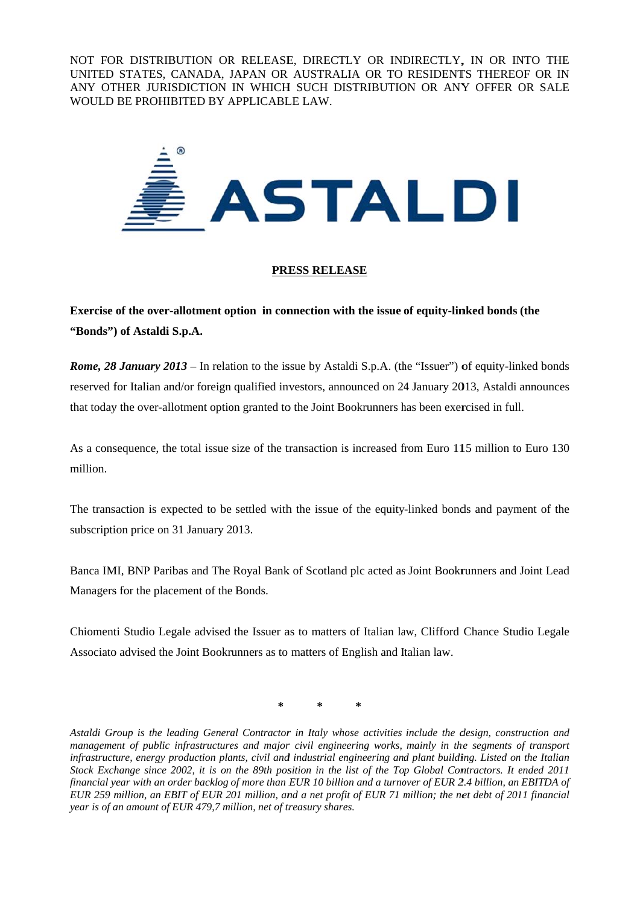NOT FOR DISTRIBUTION OR RELEASE, DIRECTLY OR INDIRECTLY, IN OR INTO THE UNITED STATES, CANADA, JAPAN OR AUSTRALIA OR TO RESIDENTS THEREOF OR IN ANY OTHER JURISDICTION IN WHICH SUCH DISTRIBUTION OR ANY OFFER OR SALE WOULD BE PROHIBITED BY APPLICABLE LAW.

ASTALDI

**PRESS RELEASE**

**Exercise of the over-allotment option in connection with the issue of equity-linked bonds (the "Bonds") of Astaldi S.p.A.**

***Rome, 28 January 2013*** – In relation to the issue by Astaldi S.p.A. (the "Issuer") of equity-linked bonds reserved for Italian and/or foreign qualified investors, announced on 24 January 2013, Astaldi announces that today the over-allotment option granted to the Joint Bookrunners has been exercised in full.

As a consequence, the total issue size of the transaction is increased from Euro 115 million to Euro 130 million.

The transaction is expected to be settled with the issue of the equity-linked bonds and payment of the subscription price on 31 January 2013.

Banca IMI, BNP Paribas and The Royal Bank of Scotland plc acted as Joint Bookrunners and Joint Lead Managers for the placement of the Bonds.

Chiomenti Studio Legale advised the Issuer as to matters of Italian law, Clifford Chance Studio Legale Associato advised the Joint Bookrunners as to matters of English and Italian law.

\* \* \*

*Astaldi Group is the leading General Contractor in Italy whose activities include the design, construction and management of public infrastructures and major civil engineering works, mainly in the segments of transport infrastructure, energy production plants, civil and industrial engineering and plant building. Listed on the Italian Stock Exchange since 2002, it is on the 89th position in the list of the Top Global Contractors. It ended 2011 financial year with an order backlog of more than EUR 10 billion and a turnover of EUR 2.4 billion, an EBITDA of EUR 259 million, an EBIT of EUR 201 million, and a net profit of EUR 71 million; the net debt of 2011 financial year is of an amount of EUR 479,7 million, net of treasury shares.*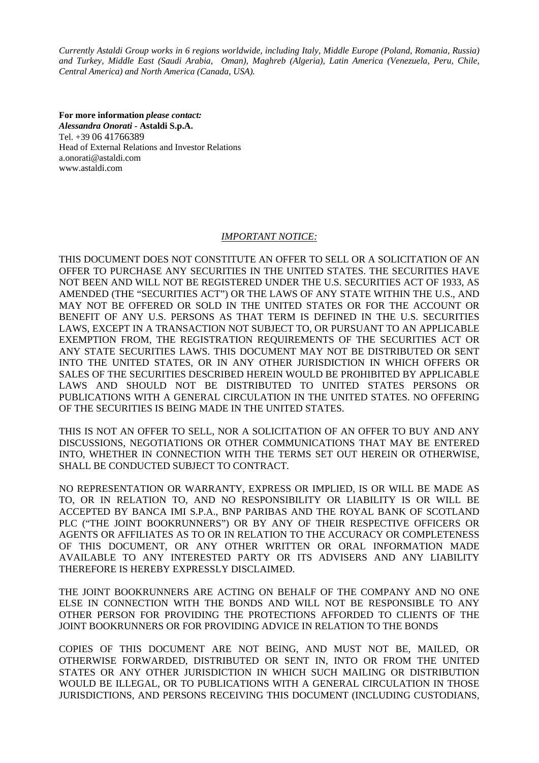*Currently Astaldi Group works in 6 regions worldwide, including Italy, Middle Europe (Poland, Romania, Russia) and Turkey, Middle East (Saudi Arabia, Oman), Maghreb (Algeria), Latin America (Venezuela, Peru, Chile, Central America) and North America (Canada, USA).*

**For more information** ***please contact:***
***Alessandra Onorati*** **- Astaldi S.p.A.**
Tel. +39 06 41766389
Head of External Relations and Investor Relations
a.onorati@astaldi.com
www.astaldi.com

*IMPORTANT NOTICE:*

THIS DOCUMENT DOES NOT CONSTITUTE AN OFFER TO SELL OR A SOLICITATION OF AN OFFER TO PURCHASE ANY SECURITIES IN THE UNITED STATES. THE SECURITIES HAVE NOT BEEN AND WILL NOT BE REGISTERED UNDER THE U.S. SECURITIES ACT OF 1933, AS AMENDED (THE "SECURITIES ACT") OR THE LAWS OF ANY STATE WITHIN THE U.S., AND MAY NOT BE OFFERED OR SOLD IN THE UNITED STATES OR FOR THE ACCOUNT OR BENEFIT OF ANY U.S. PERSONS AS THAT TERM IS DEFINED IN THE U.S. SECURITIES LAWS, EXCEPT IN A TRANSACTION NOT SUBJECT TO, OR PURSUANT TO AN APPLICABLE EXEMPTION FROM, THE REGISTRATION REQUIREMENTS OF THE SECURITIES ACT OR ANY STATE SECURITIES LAWS. THIS DOCUMENT MAY NOT BE DISTRIBUTED OR SENT INTO THE UNITED STATES, OR IN ANY OTHER JURISDICTION IN WHICH OFFERS OR SALES OF THE SECURITIES DESCRIBED HEREIN WOULD BE PROHIBITED BY APPLICABLE LAWS AND SHOULD NOT BE DISTRIBUTED TO UNITED STATES PERSONS OR PUBLICATIONS WITH A GENERAL CIRCULATION IN THE UNITED STATES. NO OFFERING OF THE SECURITIES IS BEING MADE IN THE UNITED STATES.

THIS IS NOT AN OFFER TO SELL, NOR A SOLICITATION OF AN OFFER TO BUY AND ANY DISCUSSIONS, NEGOTIATIONS OR OTHER COMMUNICATIONS THAT MAY BE ENTERED INTO, WHETHER IN CONNECTION WITH THE TERMS SET OUT HEREIN OR OTHERWISE, SHALL BE CONDUCTED SUBJECT TO CONTRACT.

NO REPRESENTATION OR WARRANTY, EXPRESS OR IMPLIED, IS OR WILL BE MADE AS TO, OR IN RELATION TO, AND NO RESPONSIBILITY OR LIABILITY IS OR WILL BE ACCEPTED BY BANCA IMI S.P.A., BNP PARIBAS AND THE ROYAL BANK OF SCOTLAND PLC ("THE JOINT BOOKRUNNERS") OR BY ANY OF THEIR RESPECTIVE OFFICERS OR AGENTS OR AFFILIATES AS TO OR IN RELATION TO THE ACCURACY OR COMPLETENESS OF THIS DOCUMENT, OR ANY OTHER WRITTEN OR ORAL INFORMATION MADE AVAILABLE TO ANY INTERESTED PARTY OR ITS ADVISERS AND ANY LIABILITY THEREFORE IS HEREBY EXPRESSLY DISCLAIMED.

THE JOINT BOOKRUNNERS ARE ACTING ON BEHALF OF THE COMPANY AND NO ONE ELSE IN CONNECTION WITH THE BONDS AND WILL NOT BE RESPONSIBLE TO ANY OTHER PERSON FOR PROVIDING THE PROTECTIONS AFFORDED TO CLIENTS OF THE JOINT BOOKRUNNERS OR FOR PROVIDING ADVICE IN RELATION TO THE BONDS

COPIES OF THIS DOCUMENT ARE NOT BEING, AND MUST NOT BE, MAILED, OR OTHERWISE FORWARDED, DISTRIBUTED OR SENT IN, INTO OR FROM THE UNITED STATES OR ANY OTHER JURISDICTION IN WHICH SUCH MAILING OR DISTRIBUTION WOULD BE ILLEGAL, OR TO PUBLICATIONS WITH A GENERAL CIRCULATION IN THOSE JURISDICTIONS, AND PERSONS RECEIVING THIS DOCUMENT (INCLUDING CUSTODIANS,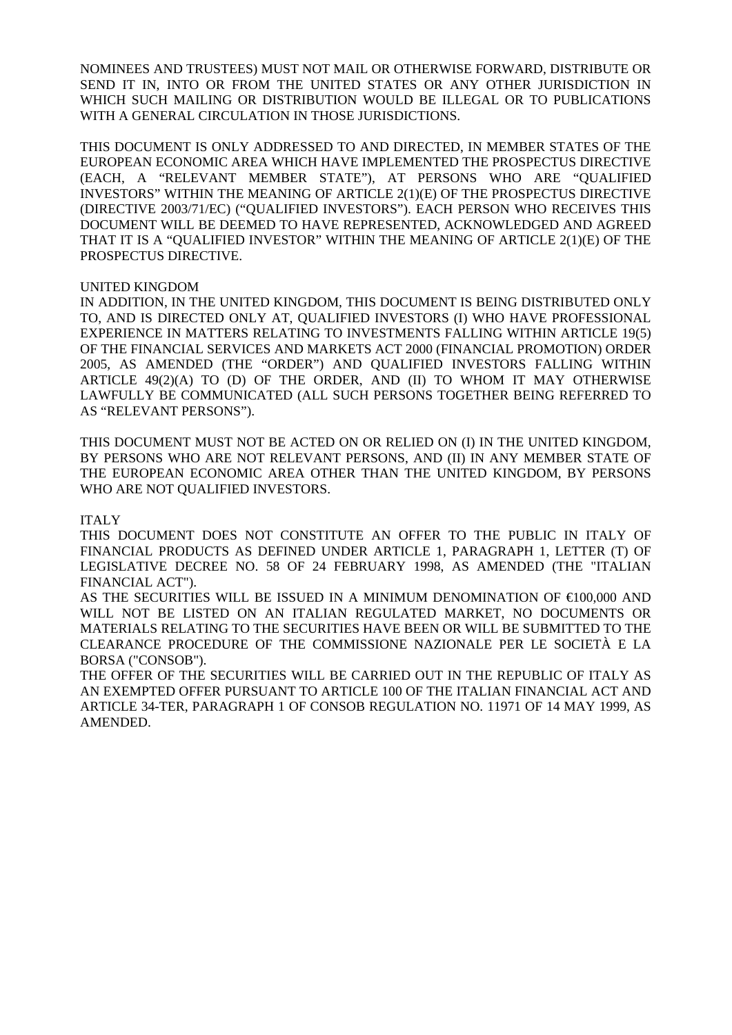NOMINEES AND TRUSTEES) MUST NOT MAIL OR OTHERWISE FORWARD, DISTRIBUTE OR SEND IT IN, INTO OR FROM THE UNITED STATES OR ANY OTHER JURISDICTION IN WHICH SUCH MAILING OR DISTRIBUTION WOULD BE ILLEGAL OR TO PUBLICATIONS WITH A GENERAL CIRCULATION IN THOSE JURISDICTIONS.

THIS DOCUMENT IS ONLY ADDRESSED TO AND DIRECTED, IN MEMBER STATES OF THE EUROPEAN ECONOMIC AREA WHICH HAVE IMPLEMENTED THE PROSPECTUS DIRECTIVE (EACH, A "RELEVANT MEMBER STATE"), AT PERSONS WHO ARE "QUALIFIED INVESTORS" WITHIN THE MEANING OF ARTICLE 2(1)(E) OF THE PROSPECTUS DIRECTIVE (DIRECTIVE 2003/71/EC) ("QUALIFIED INVESTORS"). EACH PERSON WHO RECEIVES THIS DOCUMENT WILL BE DEEMED TO HAVE REPRESENTED, ACKNOWLEDGED AND AGREED THAT IT IS A "QUALIFIED INVESTOR" WITHIN THE MEANING OF ARTICLE 2(1)(E) OF THE PROSPECTUS DIRECTIVE.

UNITED KINGDOM

IN ADDITION, IN THE UNITED KINGDOM, THIS DOCUMENT IS BEING DISTRIBUTED ONLY TO, AND IS DIRECTED ONLY AT, QUALIFIED INVESTORS (I) WHO HAVE PROFESSIONAL EXPERIENCE IN MATTERS RELATING TO INVESTMENTS FALLING WITHIN ARTICLE 19(5) OF THE FINANCIAL SERVICES AND MARKETS ACT 2000 (FINANCIAL PROMOTION) ORDER 2005, AS AMENDED (THE "ORDER") AND QUALIFIED INVESTORS FALLING WITHIN ARTICLE 49(2)(A) TO (D) OF THE ORDER, AND (II) TO WHOM IT MAY OTHERWISE LAWFULLY BE COMMUNICATED (ALL SUCH PERSONS TOGETHER BEING REFERRED TO AS "RELEVANT PERSONS").

THIS DOCUMENT MUST NOT BE ACTED ON OR RELIED ON (I) IN THE UNITED KINGDOM, BY PERSONS WHO ARE NOT RELEVANT PERSONS, AND (II) IN ANY MEMBER STATE OF THE EUROPEAN ECONOMIC AREA OTHER THAN THE UNITED KINGDOM, BY PERSONS WHO ARE NOT QUALIFIED INVESTORS.

ITALY

THIS DOCUMENT DOES NOT CONSTITUTE AN OFFER TO THE PUBLIC IN ITALY OF FINANCIAL PRODUCTS AS DEFINED UNDER ARTICLE 1, PARAGRAPH 1, LETTER (T) OF LEGISLATIVE DECREE NO. 58 OF 24 FEBRUARY 1998, AS AMENDED (THE "ITALIAN FINANCIAL ACT").

AS THE SECURITIES WILL BE ISSUED IN A MINIMUM DENOMINATION OF €100,000 AND WILL NOT BE LISTED ON AN ITALIAN REGULATED MARKET, NO DOCUMENTS OR MATERIALS RELATING TO THE SECURITIES HAVE BEEN OR WILL BE SUBMITTED TO THE CLEARANCE PROCEDURE OF THE COMMISSIONE NAZIONALE PER LE SOCIETÀ E LA BORSA ("CONSOB").

THE OFFER OF THE SECURITIES WILL BE CARRIED OUT IN THE REPUBLIC OF ITALY AS AN EXEMPTED OFFER PURSUANT TO ARTICLE 100 OF THE ITALIAN FINANCIAL ACT AND ARTICLE 34-TER, PARAGRAPH 1 OF CONSOB REGULATION NO. 11971 OF 14 MAY 1999, AS AMENDED.